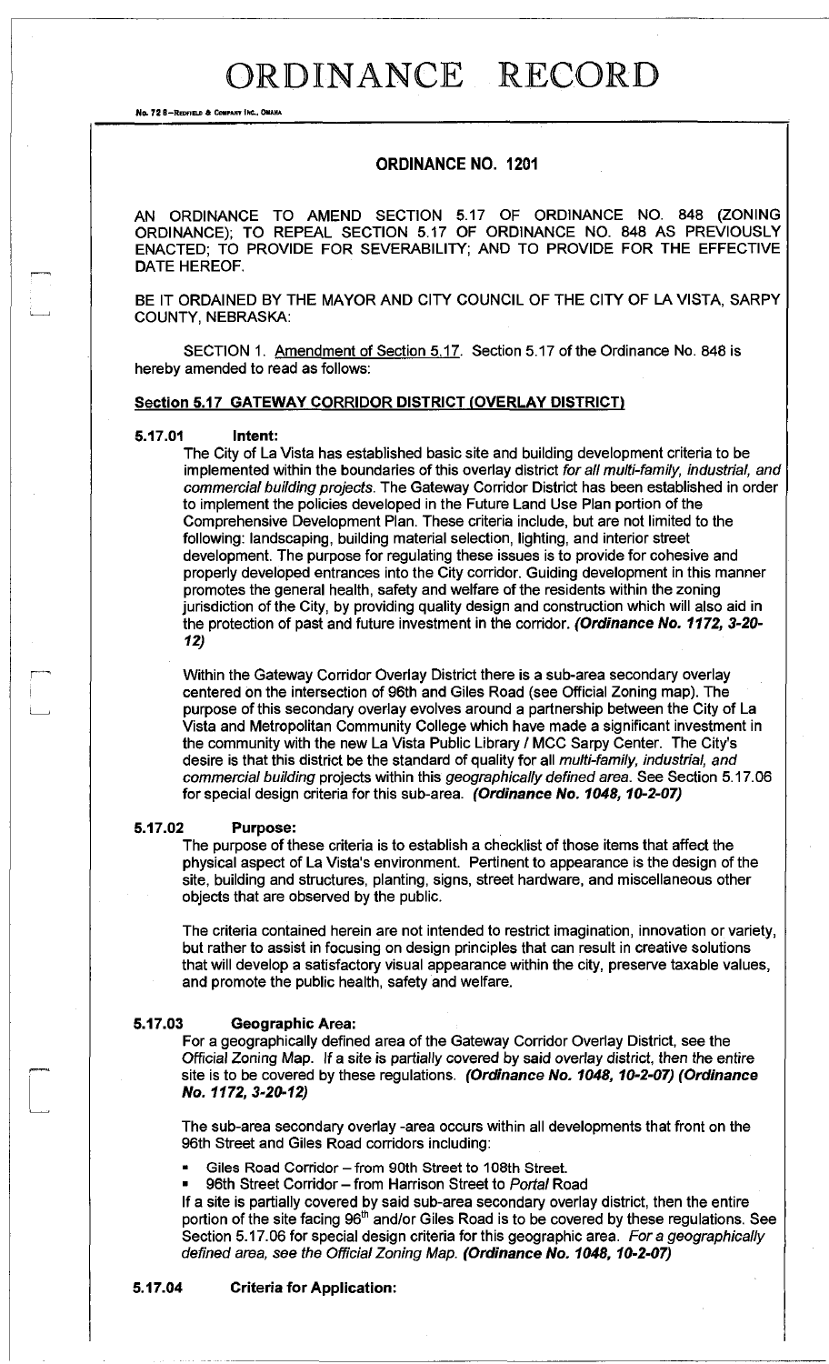# ORDINANCE RECORD

No. 72 8—REDFIELD & COMPANY INC., OMAHA

## ORDINANCE NO. 1201

AN ORDINANCE TO AMEND SECTION 5.17 OF ORDINANCE NO. 848 (ZONING ORDINANCE); TO REPEAL SECTION 5.17 OF ORDINANCE NO. 848 AS PREVIOUSLY ENACTED; TO PROVIDE FOR SEVERABILITY; AND TO PROVIDE FOR THE EFFECTIVE DATE HEREOF.

BE IT ORDAINED BY THE MAYOR AND CITY COUNCIL OF THE CITY OF LA VISTA, SARPY COUNTY, NEBRASKA:

SECTION 1. Amendment of Section 5.17. Section 5.17 of the Ordinance No. 848 is hereby amended to read as follows:

### Section 5.17 GATEWAY CORRIDOR DISTRICT (OVERLAY DISTRICT)

**5.17.01 Intent:**

The City of La Vista has established basic site and building development criteria to be implemented within the boundaries of this overlay district *for all multi-family, industrial, and commercial building projects*. The Gateway Corridor District has been established in order to implement the policies developed in the Future Land Use Plan portion of the Comprehensive Development Plan. These criteria include, but are not limited to the following: landscaping, building material selection, lighting, and interior street development. The purpose for regulating these issues is to provide for cohesive and properly developed entrances into the City corridor. Guiding development in this manner promotes the general health, safety and welfare of the residents within the zoning jurisdiction of the City, by providing quality design and construction which will also aid in the protection of past and future investment in the corridor. ***(Ordinance No. 1172, 3-20-12)***

Within the Gateway Corridor Overlay District there is a sub-area secondary overlay centered on the intersection of 96th and Giles Road (see Official Zoning map). The purpose of this secondary overlay evolves around a partnership between the City of La Vista and Metropolitan Community College which have made a significant investment in the community with the new La Vista Public Library / MCC Sarpy Center. The City's desire is that this district be the standard of quality for all *multi-family, industrial, and commercial building* projects within this *geographically defined area*. See Section 5.17.06 for special design criteria for this sub-area. ***(Ordinance No. 1048, 10-2-07)***

**5.17.02 Purpose:**

The purpose of these criteria is to establish a checklist of those items that affect the physical aspect of La Vista's environment. Pertinent to appearance is the design of the site, building and structures, planting, signs, street hardware, and miscellaneous other objects that are observed by the public.

The criteria contained herein are not intended to restrict imagination, innovation or variety, but rather to assist in focusing on design principles that can result in creative solutions that will develop a satisfactory visual appearance within the city, preserve taxable values, and promote the public health, safety and welfare.

**5.17.03 Geographic Area:**

For a geographically defined area of the Gateway Corridor Overlay District, see the Official Zoning Map. If a site is partially covered by said overlay district, then the entire site is to be covered by these regulations. ***(Ordinance No. 1048, 10-2-07) (Ordinance No. 1172, 3-20-12)***

The sub-area secondary overlay -area occurs within all developments that front on the 96th Street and Giles Road corridors including:

- Giles Road Corridor – from 90th Street to 108th Street.
- 96th Street Corridor – from Harrison Street to *Portal* Road

If a site is partially covered by said sub-area secondary overlay district, then the entire portion of the site facing 96th and/or Giles Road is to be covered by these regulations. See Section 5.17.06 for special design criteria for this geographic area. *For a geographically defined area, see the Official Zoning Map.* ***(Ordinance No. 1048, 10-2-07)***

**5.17.04 Criteria for Application:**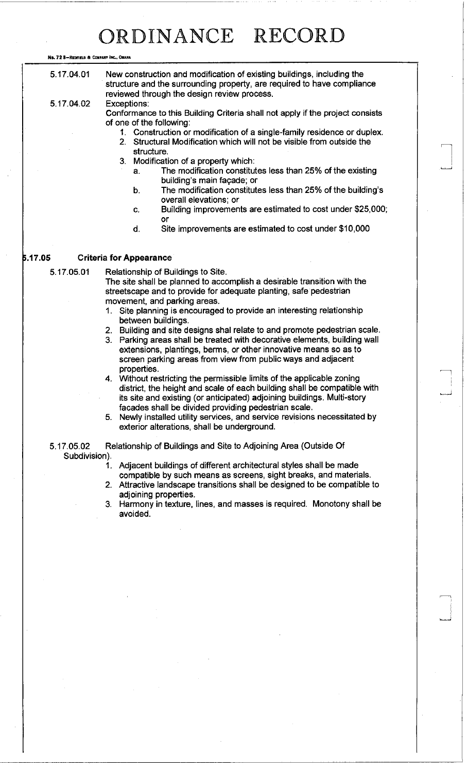5.17.04.01 New construction and modification of existing buildings, including the structure and the surrounding property, are required to have compliance reviewed through the design review process.

5.17.04.02 Exceptions:

Conformance to this Building Criteria shall not apply if the project consists of one of the following:

1. Construction or modification of a single-family residence or duplex.
2. Structural Modification which will not be visible from outside the structure.
3. Modification of a property which:
   a. The modification constitutes less than 25% of the existing building's main façade; or
   b. The modification constitutes less than 25% of the building's overall elevations; or
   c. Building improvements are estimated to cost under $25,000; or
   d. Site improvements are estimated to cost under $10,000

## 5.17.05 Criteria for Appearance

5.17.05.01 Relationship of Buildings to Site.

The site shall be planned to accomplish a desirable transition with the streetscape and to provide for adequate planting, safe pedestrian movement, and parking areas.

1. Site planning is encouraged to provide an interesting relationship between buildings.
2. Building and site designs shal relate to and promote pedestrian scale.
3. Parking areas shall be treated with decorative elements, building wall extensions, plantings, berms, or other innovative means so as to screen parking areas from view from public ways and adjacent properties.
4. Without restricting the permissible limits of the applicable zoning district, the height and scale of each building shall be compatible with its site and existing (or anticipated) adjoining buildings. Multi-story facades shall be divided providing pedestrian scale.
5. Newly installed utility services, and service revisions necessitated by exterior alterations, shall be underground.

5.17.05.02 Relationship of Buildings and Site to Adjoining Area (Outside Of Subdivision).

1. Adjacent buildings of different architectural styles shall be made compatible by such means as screens, sight breaks, and materials.
2. Attractive landscape transitions shall be designed to be compatible to adjoining properties.
3. Harmony in texture, lines, and masses is required. Monotony shall be avoided.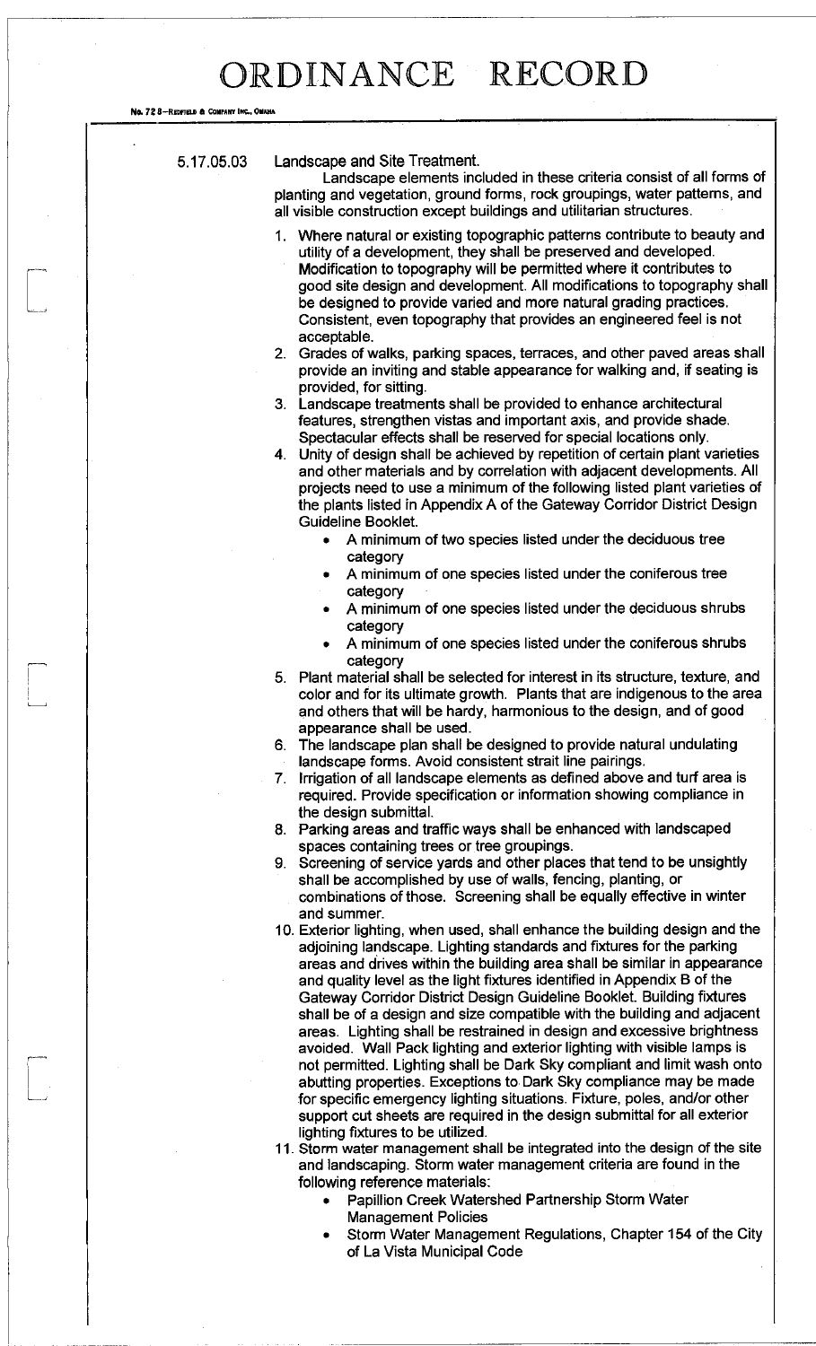# ORDINANCE RECORD

No. 72 8—REDFIELD & COMPANY INC., OMAHA

5.17.05.03 Landscape and Site Treatment.

Landscape elements included in these criteria consist of all forms of planting and vegetation, ground forms, rock groupings, water patterns, and all visible construction except buildings and utilitarian structures.

1. Where natural or existing topographic patterns contribute to beauty and utility of a development, they shall be preserved and developed. Modification to topography will be permitted where it contributes to good site design and development. All modifications to topography shall be designed to provide varied and more natural grading practices. Consistent, even topography that provides an engineered feel is not acceptable.
2. Grades of walks, parking spaces, terraces, and other paved areas shall provide an inviting and stable appearance for walking and, if seating is provided, for sitting.
3. Landscape treatments shall be provided to enhance architectural features, strengthen vistas and important axis, and provide shade. Spectacular effects shall be reserved for special locations only.
4. Unity of design shall be achieved by repetition of certain plant varieties and other materials and by correlation with adjacent developments. All projects need to use a minimum of the following listed plant varieties of the plants listed in Appendix A of the Gateway Corridor District Design Guideline Booklet.
   - A minimum of two species listed under the deciduous tree category
   - A minimum of one species listed under the coniferous tree category
   - A minimum of one species listed under the deciduous shrubs category
   - A minimum of one species listed under the coniferous shrubs category
5. Plant material shall be selected for interest in its structure, texture, and color and for its ultimate growth. Plants that are indigenous to the area and others that will be hardy, harmonious to the design, and of good appearance shall be used.
6. The landscape plan shall be designed to provide natural undulating landscape forms. Avoid consistent strait line pairings.
7. Irrigation of all landscape elements as defined above and turf area is required. Provide specification or information showing compliance in the design submittal.
8. Parking areas and traffic ways shall be enhanced with landscaped spaces containing trees or tree groupings.
9. Screening of service yards and other places that tend to be unsightly shall be accomplished by use of walls, fencing, planting, or combinations of those. Screening shall be equally effective in winter and summer.
10. Exterior lighting, when used, shall enhance the building design and the adjoining landscape. Lighting standards and fixtures for the parking areas and drives within the building area shall be similar in appearance and quality level as the light fixtures identified in Appendix B of the Gateway Corridor District Design Guideline Booklet. Building fixtures shall be of a design and size compatible with the building and adjacent areas. Lighting shall be restrained in design and excessive brightness avoided. Wall Pack lighting and exterior lighting with visible lamps is not permitted. Lighting shall be Dark Sky compliant and limit wash onto abutting properties. Exceptions to Dark Sky compliance may be made for specific emergency lighting situations. Fixture, poles, and/or other support cut sheets are required in the design submittal for all exterior lighting fixtures to be utilized.
11. Storm water management shall be integrated into the design of the site and landscaping. Storm water management criteria are found in the following reference materials:
    - Papillion Creek Watershed Partnership Storm Water Management Policies
    - Storm Water Management Regulations, Chapter 154 of the City of La Vista Municipal Code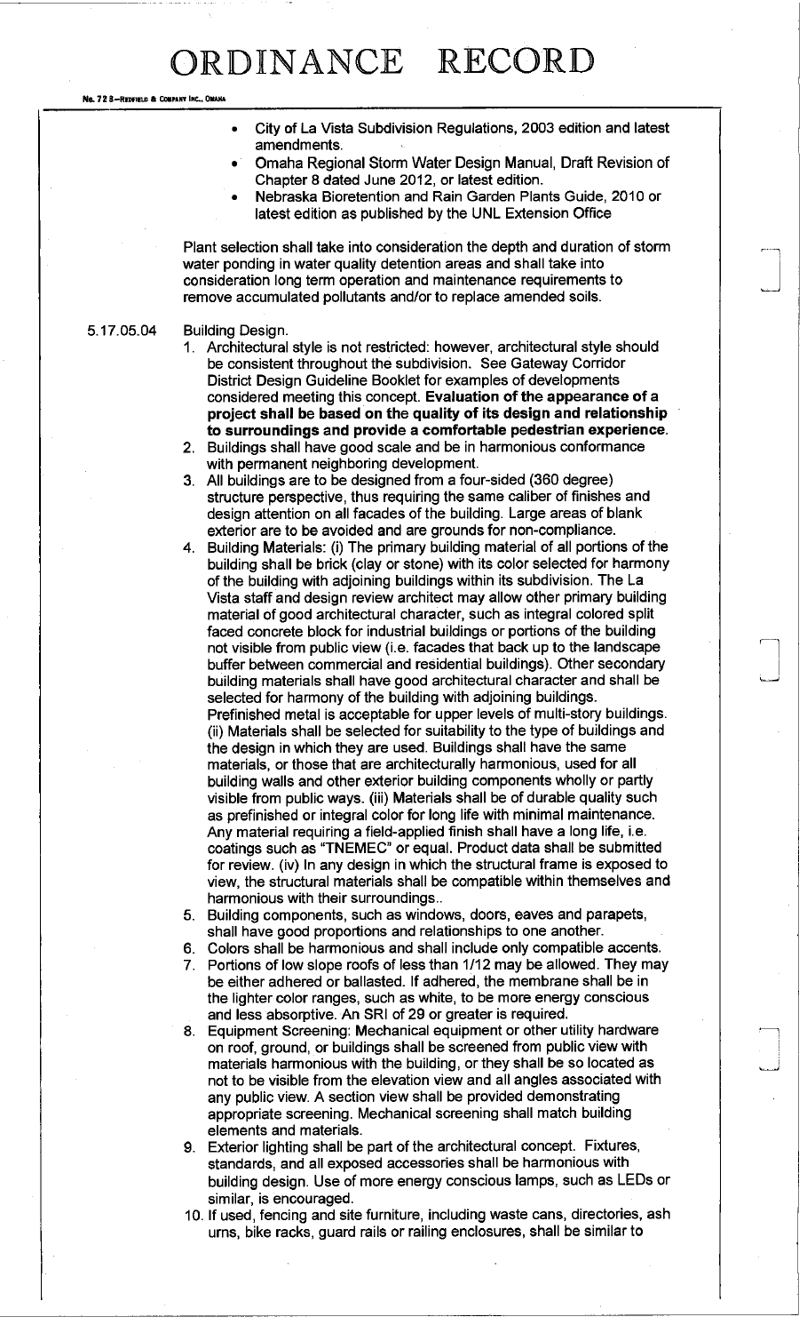- City of La Vista Subdivision Regulations, 2003 edition and latest amendments.
- Omaha Regional Storm Water Design Manual, Draft Revision of Chapter 8 dated June 2012, or latest edition.
- Nebraska Bioretention and Rain Garden Plants Guide, 2010 or latest edition as published by the UNL Extension Office

Plant selection shall take into consideration the depth and duration of storm water ponding in water quality detention areas and shall take into consideration long term operation and maintenance requirements to remove accumulated pollutants and/or to replace amended soils.

5.17.05.04 Building Design.

1. Architectural style is not restricted: however, architectural style should be consistent throughout the subdivision. See Gateway Corridor District Design Guideline Booklet for examples of developments considered meeting this concept. **Evaluation of the appearance of a project shall be based on the quality of its design and relationship to surroundings and provide a comfortable pedestrian experience.**
2. Buildings shall have good scale and be in harmonious conformance with permanent neighboring development.
3. All buildings are to be designed from a four-sided (360 degree) structure perspective, thus requiring the same caliber of finishes and design attention on all facades of the building. Large areas of blank exterior are to be avoided and are grounds for non-compliance.
4. Building Materials: (i) The primary building material of all portions of the building shall be brick (clay or stone) with its color selected for harmony of the building with adjoining buildings within its subdivision. The La Vista staff and design review architect may allow other primary building material of good architectural character, such as integral colored split faced concrete block for industrial buildings or portions of the building not visible from public view (i.e. facades that back up to the landscape buffer between commercial and residential buildings). Other secondary building materials shall have good architectural character and shall be selected for harmony of the building with adjoining buildings. Prefinished metal is acceptable for upper levels of multi-story buildings. (ii) Materials shall be selected for suitability to the type of buildings and the design in which they are used. Buildings shall have the same materials, or those that are architecturally harmonious, used for all building walls and other exterior building components wholly or partly visible from public ways. (iii) Materials shall be of durable quality such as prefinished or integral color for long life with minimal maintenance. Any material requiring a field-applied finish shall have a long life, i.e. coatings such as "TNEMEC" or equal. Product data shall be submitted for review. (iv) In any design in which the structural frame is exposed to view, the structural materials shall be compatible within themselves and harmonious with their surroundings..
5. Building components, such as windows, doors, eaves and parapets, shall have good proportions and relationships to one another.
6. Colors shall be harmonious and shall include only compatible accents.
7. Portions of low slope roofs of less than 1/12 may be allowed. They may be either adhered or ballasted. If adhered, the membrane shall be in the lighter color ranges, such as white, to be more energy conscious and less absorptive. An SRI of 29 or greater is required.
8. Equipment Screening: Mechanical equipment or other utility hardware on roof, ground, or buildings shall be screened from public view with materials harmonious with the building, or they shall be so located as not to be visible from the elevation view and all angles associated with any public view. A section view shall be provided demonstrating appropriate screening. Mechanical screening shall match building elements and materials.
9. Exterior lighting shall be part of the architectural concept. Fixtures, standards, and all exposed accessories shall be harmonious with building design. Use of more energy conscious lamps, such as LEDs or similar, is encouraged.
10. If used, fencing and site furniture, including waste cans, directories, ash urns, bike racks, guard rails or railing enclosures, shall be similar to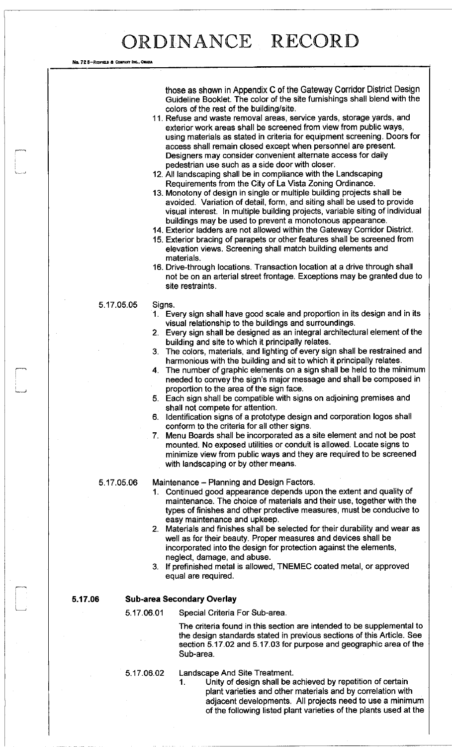# ORDINANCE RECORD

those as shown in Appendix C of the Gateway Corridor District Design Guideline Booklet. The color of the site furnishings shall blend with the colors of the rest of the building/site.

11. Refuse and waste removal areas, service yards, storage yards, and exterior work areas shall be screened from view from public ways, using materials as stated in criteria for equipment screening. Doors for access shall remain closed except when personnel are present. Designers may consider convenient alternate access for daily pedestrian use such as a side door with closer.
12. All landscaping shall be in compliance with the Landscaping Requirements from the City of La Vista Zoning Ordinance.
13. Monotony of design in single or multiple building projects shall be avoided. Variation of detail, form, and siting shall be used to provide visual interest. In multiple building projects, variable siting of individual buildings may be used to prevent a monotonous appearance.
14. Exterior ladders are not allowed within the Gateway Corridor District.
15. Exterior bracing of parapets or other features shall be screened from elevation views. Screening shall match building elements and materials.
16. Drive-through locations. Transaction location at a drive through shall not be on an arterial street frontage. Exceptions may be granted due to site restraints.

5.17.05.05 Signs.

1. Every sign shall have good scale and proportion in its design and in its visual relationship to the buildings and surroundings.
2. Every sign shall be designed as an integral architectural element of the building and site to which it principally relates.
3. The colors, materials, and lighting of every sign shall be restrained and harmonious with the building and sit to which it principally relates.
4. The number of graphic elements on a sign shall be held to the minimum needed to convey the sign's major message and shall be composed in proportion to the area of the sign face.
5. Each sign shall be compatible with signs on adjoining premises and shall not compete for attention.
6. Identification signs of a prototype design and corporation logos shall conform to the criteria for all other signs.
7. Menu Boards shall be incorporated as a site element and not be post mounted. No exposed utilities or conduit is allowed. Locate signs to minimize view from public ways and they are required to be screened with landscaping or by other means.

5.17.05.06 Maintenance – Planning and Design Factors.

1. Continued good appearance depends upon the extent and quality of maintenance. The choice of materials and their use, together with the types of finishes and other protective measures, must be conducive to easy maintenance and upkeep.
2. Materials and finishes shall be selected for their durability and wear as well as for their beauty. Proper measures and devices shall be incorporated into the design for protection against the elements, neglect, damage, and abuse.
3. If prefinished metal is allowed, TNEMEC coated metal, or approved equal are required.

**5.17.06 Sub-area Secondary Overlay**

5.17.06.01 Special Criteria For Sub-area.

The criteria found in this section are intended to be supplemental to the design standards stated in previous sections of this Article. See section 5.17.02 and 5.17.03 for purpose and geographic area of the Sub-area.

5.17.06.02 Landscape And Site Treatment.

1. Unity of design shall be achieved by repetition of certain plant varieties and other materials and by correlation with adjacent developments. All projects need to use a minimum of the following listed plant varieties of the plants used at the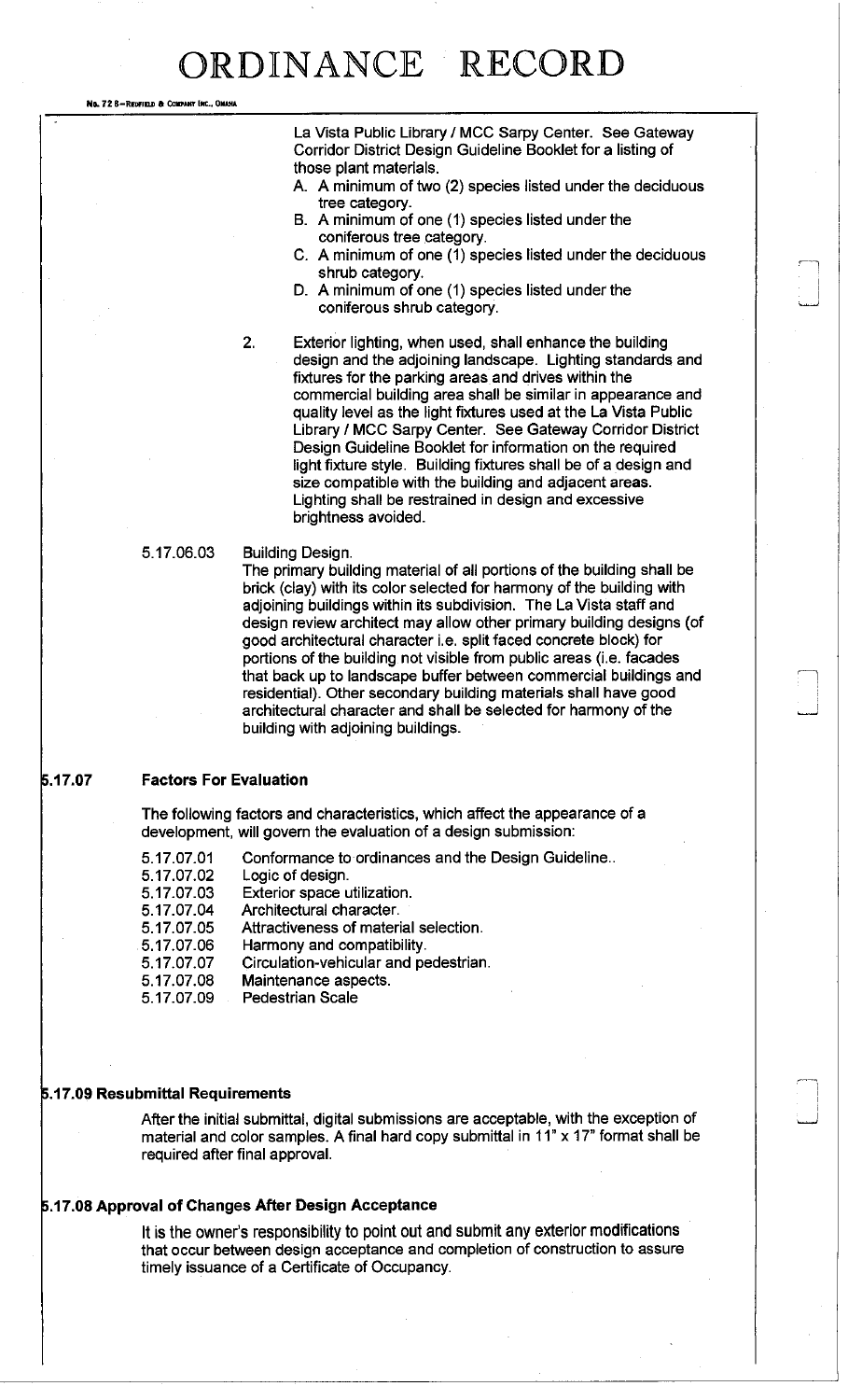La Vista Public Library / MCC Sarpy Center. See Gateway Corridor District Design Guideline Booklet for a listing of those plant materials.

A. A minimum of two (2) species listed under the deciduous tree category.
B. A minimum of one (1) species listed under the coniferous tree category.
C. A minimum of one (1) species listed under the deciduous shrub category.
D. A minimum of one (1) species listed under the coniferous shrub category.

2. Exterior lighting, when used, shall enhance the building design and the adjoining landscape. Lighting standards and fixtures for the parking areas and drives within the commercial building area shall be similar in appearance and quality level as the light fixtures used at the La Vista Public Library / MCC Sarpy Center. See Gateway Corridor District Design Guideline Booklet for information on the required light fixture style. Building fixtures shall be of a design and size compatible with the building and adjacent areas. Lighting shall be restrained in design and excessive brightness avoided.

5.17.06.03 Building Design.
The primary building material of all portions of the building shall be brick (clay) with its color selected for harmony of the building with adjoining buildings within its subdivision. The La Vista staff and design review architect may allow other primary building designs (of good architectural character i.e. split faced concrete block) for portions of the building not visible from public areas (i.e. facades that back up to landscape buffer between commercial buildings and residential). Other secondary building materials shall have good architectural character and shall be selected for harmony of the building with adjoining buildings.

**5.17.07 Factors For Evaluation**

The following factors and characteristics, which affect the appearance of a development, will govern the evaluation of a design submission:

5.17.07.01 Conformance to ordinances and the Design Guideline..
5.17.07.02 Logic of design.
5.17.07.03 Exterior space utilization.
5.17.07.04 Architectural character.
5.17.07.05 Attractiveness of material selection.
5.17.07.06 Harmony and compatibility.
5.17.07.07 Circulation-vehicular and pedestrian.
5.17.07.08 Maintenance aspects.
5.17.07.09 Pedestrian Scale

**5.17.09 Resubmittal Requirements**

After the initial submittal, digital submissions are acceptable, with the exception of material and color samples. A final hard copy submittal in 11" x 17" format shall be required after final approval.

**5.17.08 Approval of Changes After Design Acceptance**

It is the owner's responsibility to point out and submit any exterior modifications that occur between design acceptance and completion of construction to assure timely issuance of a Certificate of Occupancy.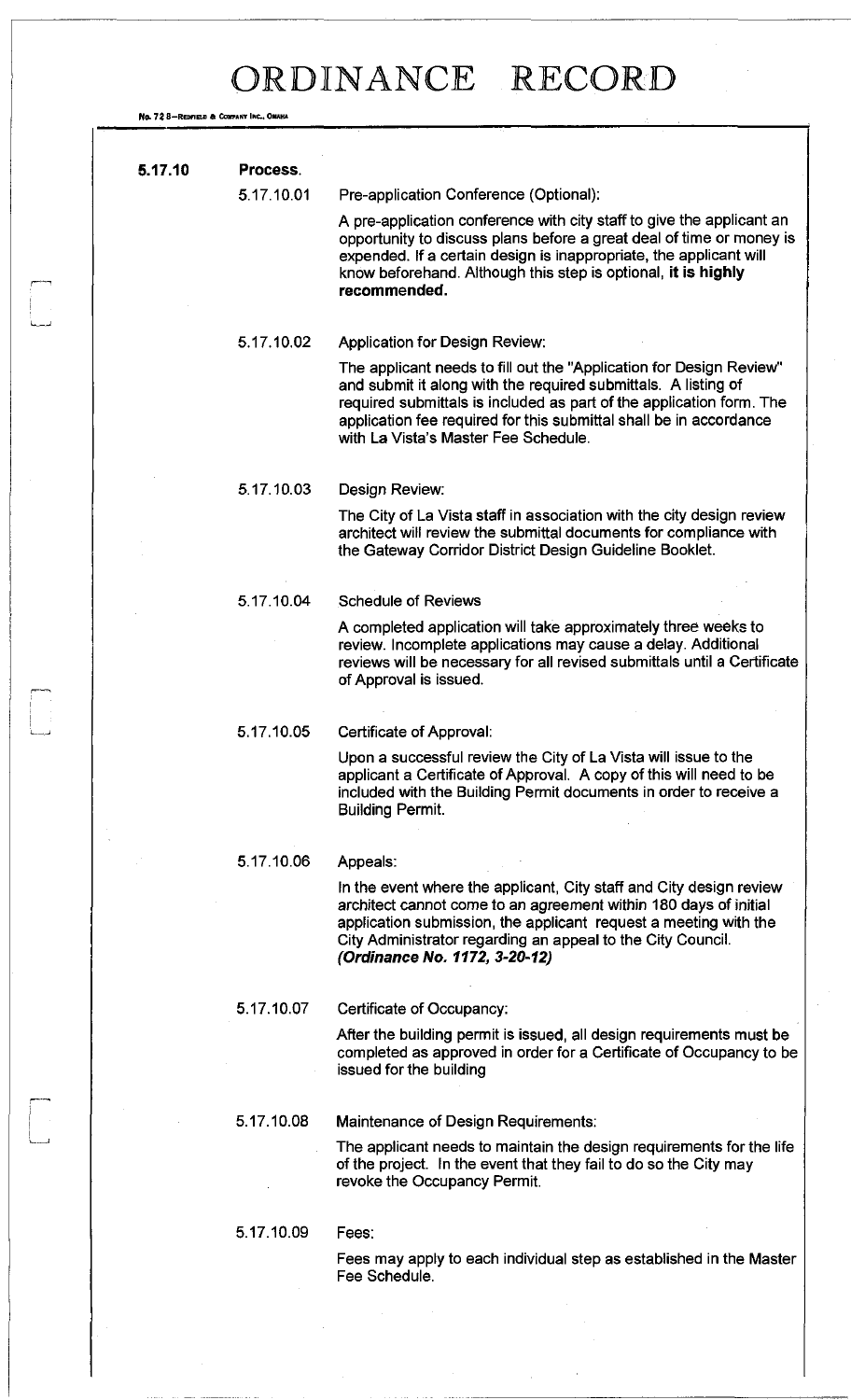# ORDINANCE RECORD

No. 72 8—REDFIELD & COMPANY INC., OMAHA

## 5.17.10 Process.

**5.17.10.01** Pre-application Conference (Optional):

A pre-application conference with city staff to give the applicant an opportunity to discuss plans before a great deal of time or money is expended. If a certain design is inappropriate, the applicant will know beforehand. Although this step is optional, **it is highly recommended.**

**5.17.10.02** Application for Design Review:

The applicant needs to fill out the "Application for Design Review" and submit it along with the required submittals. A listing of required submittals is included as part of the application form. The application fee required for this submittal shall be in accordance with La Vista's Master Fee Schedule.

**5.17.10.03** Design Review:

The City of La Vista staff in association with the city design review architect will review the submittal documents for compliance with the Gateway Corridor District Design Guideline Booklet.

**5.17.10.04** Schedule of Reviews

A completed application will take approximately three weeks to review. Incomplete applications may cause a delay. Additional reviews will be necessary for all revised submittals until a Certificate of Approval is issued.

**5.17.10.05** Certificate of Approval:

Upon a successful review the City of La Vista will issue to the applicant a Certificate of Approval. A copy of this will need to be included with the Building Permit documents in order to receive a Building Permit.

**5.17.10.06** Appeals:

In the event where the applicant, City staff and City design review architect cannot come to an agreement within 180 days of initial application submission, the applicant request a meeting with the City Administrator regarding an appeal to the City Council. ***(Ordinance No. 1172, 3-20-12)***

**5.17.10.07** Certificate of Occupancy:

After the building permit is issued, all design requirements must be completed as approved in order for a Certificate of Occupancy to be issued for the building

**5.17.10.08** Maintenance of Design Requirements:

The applicant needs to maintain the design requirements for the life of the project. In the event that they fail to do so the City may revoke the Occupancy Permit.

**5.17.10.09** Fees:

Fees may apply to each individual step as established in the Master Fee Schedule.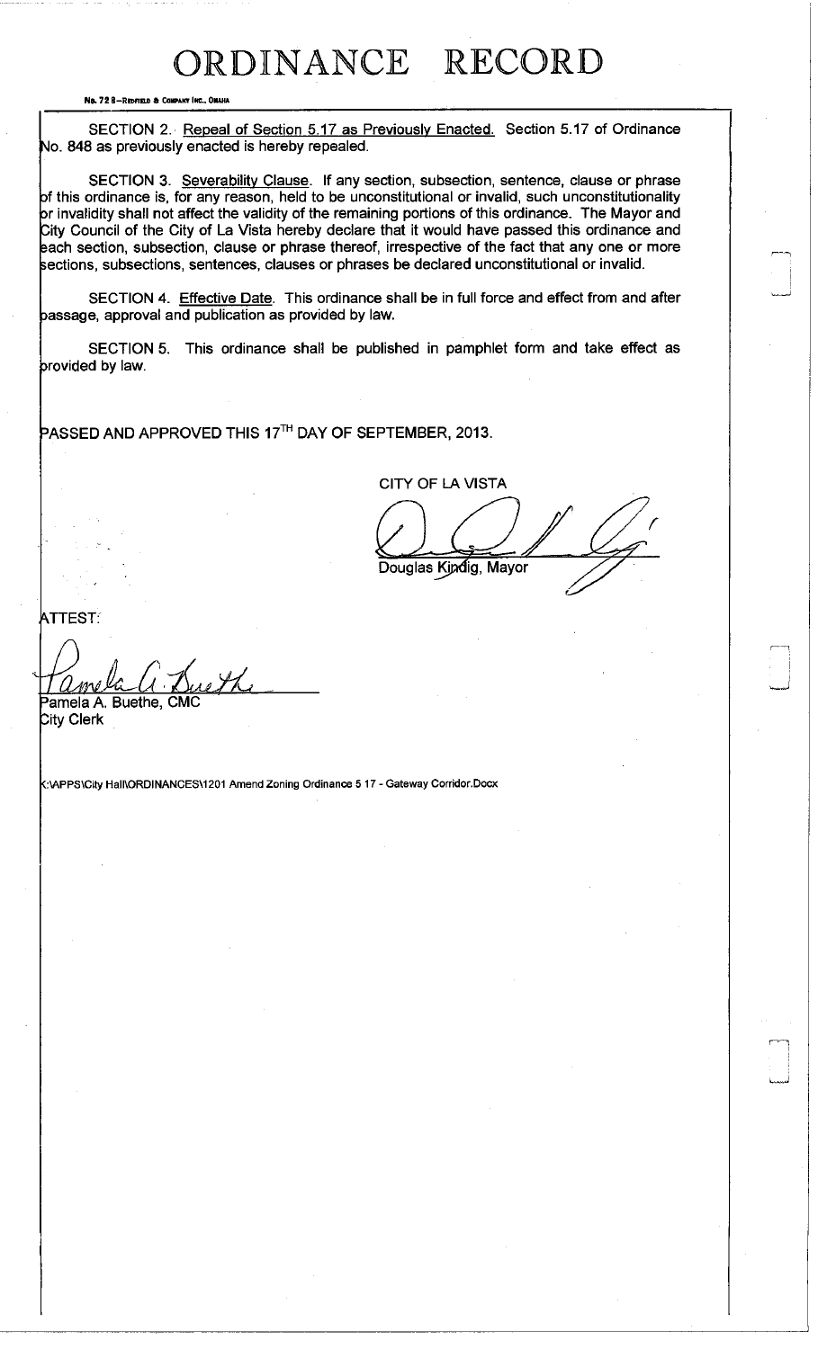# ORDINANCE RECORD

No. 72 8—REDFIELD & COMPANY INC., OMAHA

SECTION 2. Repeal of Section 5.17 as Previously Enacted. Section 5.17 of Ordinance No. 848 as previously enacted is hereby repealed.

SECTION 3. Severability Clause. If any section, subsection, sentence, clause or phrase of this ordinance is, for any reason, held to be unconstitutional or invalid, such unconstitutionality or invalidity shall not affect the validity of the remaining portions of this ordinance. The Mayor and City Council of the City of La Vista hereby declare that it would have passed this ordinance and each section, subsection, clause or phrase thereof, irrespective of the fact that any one or more sections, subsections, sentences, clauses or phrases be declared unconstitutional or invalid.

SECTION 4. Effective Date. This ordinance shall be in full force and effect from and after passage, approval and publication as provided by law.

SECTION 5. This ordinance shall be published in pamphlet form and take effect as provided by law.

PASSED AND APPROVED THIS 17TH DAY OF SEPTEMBER, 2013.

CITY OF LA VISTA

Douglas Kindig, Mayor

ATTEST:

Pamela A. Buethe, CMC
City Clerk

K:\APPS\City Hall\ORDINANCES\1201 Amend Zoning Ordinance 5 17 - Gateway Corridor.Docx